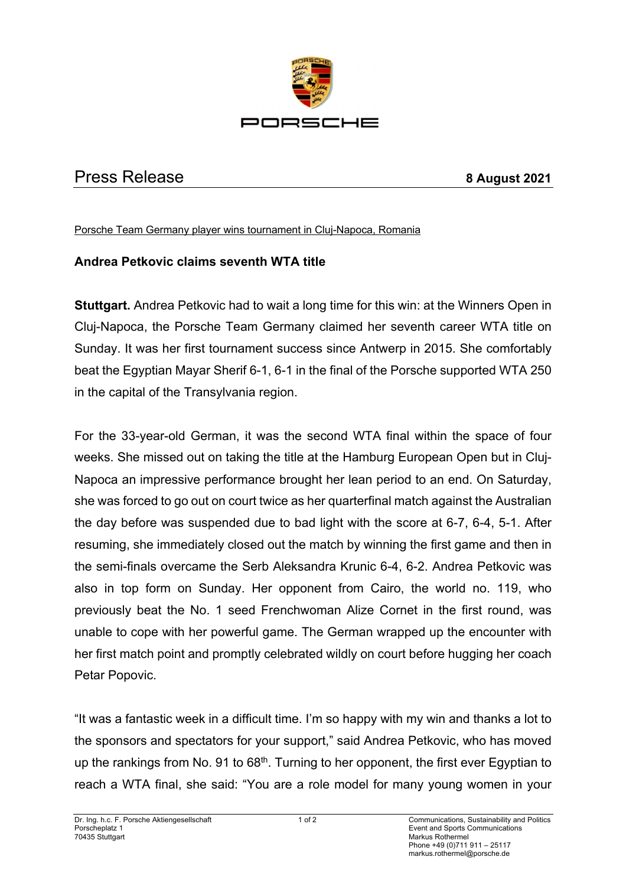# Press Release

**8 August 2021**

Porsche Team Germany player wins tournament in Cluj-Napoca, Romania

## Andrea Petkovic claims seventh WTA title

**Stuttgart.** Andrea Petkovic had to wait a long time for this win: at the Winners Open in Cluj-Napoca, the Porsche Team Germany claimed her seventh career WTA title on Sunday. It was her first tournament success since Antwerp in 2015. She comfortably beat the Egyptian Mayar Sherif 6-1, 6-1 in the final of the Porsche supported WTA 250 in the capital of the Transylvania region.

For the 33-year-old German, it was the second WTA final within the space of four weeks. She missed out on taking the title at the Hamburg European Open but in Cluj-Napoca an impressive performance brought her lean period to an end. On Saturday, she was forced to go out on court twice as her quarterfinal match against the Australian the day before was suspended due to bad light with the score at 6-7, 6-4, 5-1. After resuming, she immediately closed out the match by winning the first game and then in the semi-finals overcame the Serb Aleksandra Krunic 6-4, 6-2. Andrea Petkovic was also in top form on Sunday. Her opponent from Cairo, the world no. 119, who previously beat the No. 1 seed Frenchwoman Alize Cornet in the first round, was unable to cope with her powerful game. The German wrapped up the encounter with her first match point and promptly celebrated wildly on court before hugging her coach Petar Popovic.

"It was a fantastic week in a difficult time. I'm so happy with my win and thanks a lot to the sponsors and spectators for your support," said Andrea Petkovic, who has moved up the rankings from No. 91 to 68th. Turning to her opponent, the first ever Egyptian to reach a WTA final, she said: "You are a role model for many young women in your

Dr. Ing. h.c. F. Porsche Aktiengesellschaft
Porscheplatz 1
70435 Stuttgart

Communications, Sustainability and Politics
Event and Sports Communications
Markus Rothermel
Phone +49 (0)711 911 – 25117
markus.rothermel@porsche.de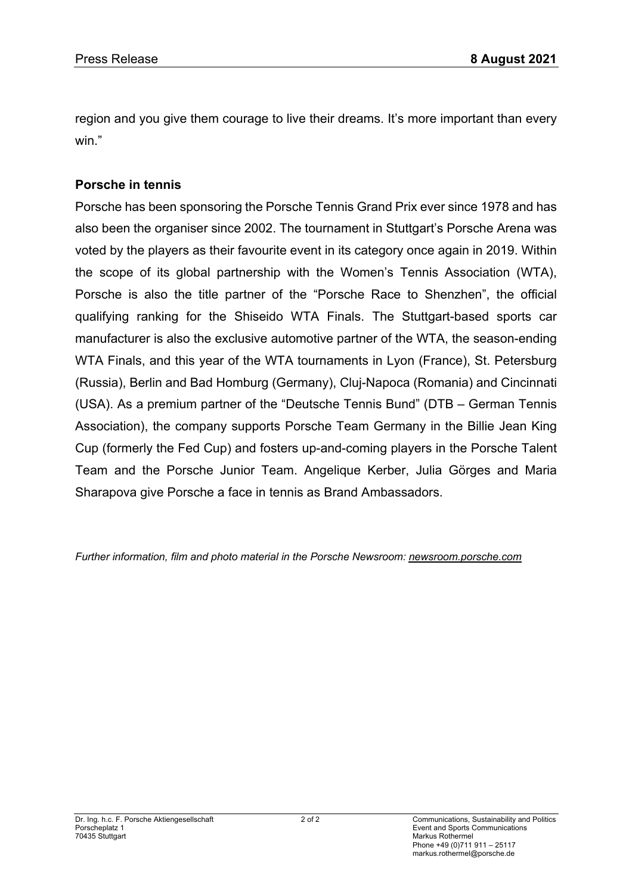region and you give them courage to live their dreams. It's more important than every win."

**Porsche in tennis**

Porsche has been sponsoring the Porsche Tennis Grand Prix ever since 1978 and has also been the organiser since 2002. The tournament in Stuttgart's Porsche Arena was voted by the players as their favourite event in its category once again in 2019. Within the scope of its global partnership with the Women's Tennis Association (WTA), Porsche is also the title partner of the "Porsche Race to Shenzhen", the official qualifying ranking for the Shiseido WTA Finals. The Stuttgart-based sports car manufacturer is also the exclusive automotive partner of the WTA, the season-ending WTA Finals, and this year of the WTA tournaments in Lyon (France), St. Petersburg (Russia), Berlin and Bad Homburg (Germany), Cluj-Napoca (Romania) and Cincinnati (USA). As a premium partner of the "Deutsche Tennis Bund" (DTB – German Tennis Association), the company supports Porsche Team Germany in the Billie Jean King Cup (formerly the Fed Cup) and fosters up-and-coming players in the Porsche Talent Team and the Porsche Junior Team. Angelique Kerber, Julia Görges and Maria Sharapova give Porsche a face in tennis as Brand Ambassadors.

*Further information, film and photo material in the Porsche Newsroom: newsroom.porsche.com*

Dr. Ing. h.c. F. Porsche Aktiengesellschaft
Porscheplatz 1
70435 Stuttgart

Communications, Sustainability and Politics
Event and Sports Communications
Markus Rothermel
Phone +49 (0)711 911 – 25117
markus.rothermel@porsche.de